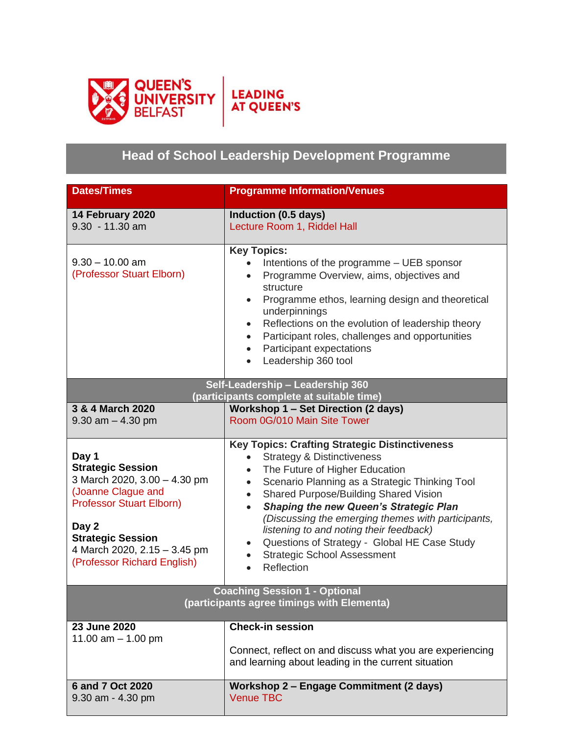QUEEN'S UNIVERSITY BELFAST | LEADING AT QUEEN'S

# Head of School Leadership Development Programme

| Dates/Times | Programme Information/Venues |
|---|---|
| **14 February 2020**<br>9.30 - 11.30 am | **Induction (0.5 days)**<br>Lecture Room 1, Riddel Hall |
| 9.30 – 10.00 am<br>(Professor Stuart Elborn) | **Key Topics:**<br>• Intentions of the programme – UEB sponsor<br>• Programme Overview, aims, objectives and structure<br>• Programme ethos, learning design and theoretical underpinnings<br>• Reflections on the evolution of leadership theory<br>• Participant roles, challenges and opportunities<br>• Participant expectations<br>• Leadership 360 tool |
| **Self-Leadership – Leadership 360**<br>**(participants complete at suitable time)** | |
| **3 & 4 March 2020**<br>9.30 am – 4.30 pm | **Workshop 1 – Set Direction (2 days)**<br>Room 0G/010 Main Site Tower |
| **Day 1**<br>**Strategic Session**<br>3 March 2020, 3.00 – 4.30 pm<br>(Joanne Clague and Professor Stuart Elborn)<br><br>**Day 2**<br>**Strategic Session**<br>4 March 2020, 2.15 – 3.45 pm<br>(Professor Richard English) | **Key Topics: Crafting Strategic Distinctiveness**<br>• Strategy & Distinctiveness<br>• The Future of Higher Education<br>• Scenario Planning as a Strategic Thinking Tool<br>• Shared Purpose/Building Shared Vision<br>• ***Shaping the new Queen's Strategic Plan*** *(Discussing the emerging themes with participants, listening to and noting their feedback)*<br>• Questions of Strategy - Global HE Case Study<br>• Strategic School Assessment<br>• Reflection |
| **Coaching Session 1 - Optional**<br>**(participants agree timings with Elementa)** | |
| **23 June 2020**<br>11.00 am – 1.00 pm | **Check-in session**<br><br>Connect, reflect on and discuss what you are experiencing and learning about leading in the current situation |
| **6 and 7 Oct 2020**<br>9.30 am - 4.30 pm | **Workshop 2 – Engage Commitment (2 days)**<br>Venue TBC |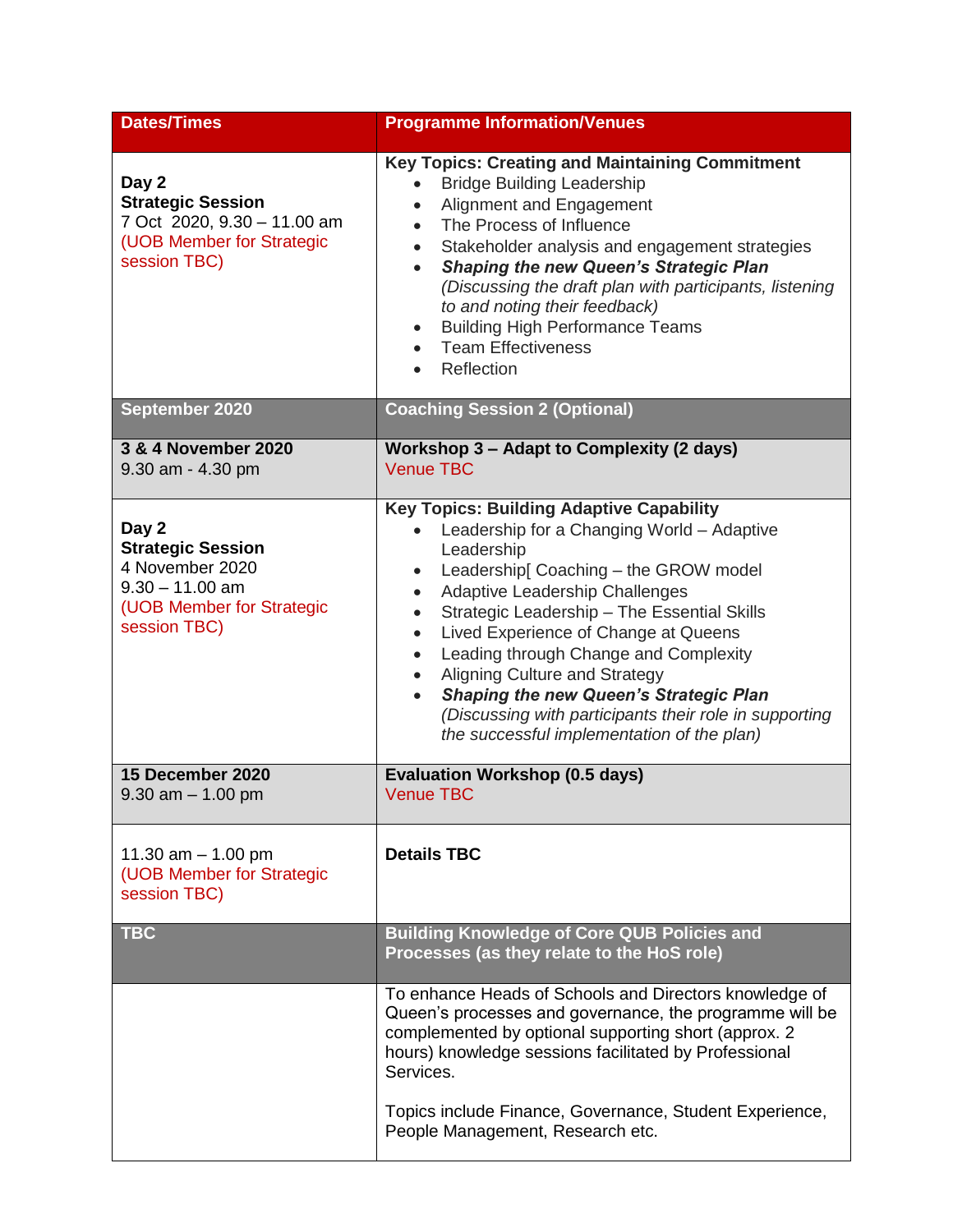| Dates/Times | Programme Information/Venues |
| --- | --- |
| **Day 2**<br>**Strategic Session**<br>7 Oct 2020, 9.30 – 11.00 am<br>(UOB Member for Strategic session TBC) | **Key Topics: Creating and Maintaining Commitment**<br>• Bridge Building Leadership<br>• Alignment and Engagement<br>• The Process of Influence<br>• Stakeholder analysis and engagement strategies<br>• ***Shaping the new Queen's Strategic Plan*** *(Discussing the draft plan with participants, listening to and noting their feedback)*<br>• Building High Performance Teams<br>• Team Effectiveness<br>• Reflection |
| **September 2020** | **Coaching Session 2 (Optional)** |
| **3 & 4 November 2020**<br>9.30 am - 4.30 pm | **Workshop 3 – Adapt to Complexity (2 days)**<br>Venue TBC |
| **Day 2**<br>**Strategic Session**<br>4 November 2020<br>9.30 – 11.00 am<br>(UOB Member for Strategic session TBC) | **Key Topics: Building Adaptive Capability**<br>• Leadership for a Changing World – Adaptive Leadership<br>• Leadership[ Coaching – the GROW model<br>• Adaptive Leadership Challenges<br>• Strategic Leadership – The Essential Skills<br>• Lived Experience of Change at Queens<br>• Leading through Change and Complexity<br>• Aligning Culture and Strategy<br>• ***Shaping the new Queen's Strategic Plan*** *(Discussing with participants their role in supporting the successful implementation of the plan)* |
| **15 December 2020**<br>9.30 am – 1.00 pm | **Evaluation Workshop (0.5 days)**<br>Venue TBC |
| 11.30 am – 1.00 pm<br>(UOB Member for Strategic session TBC) | **Details TBC** |
| **TBC** | **Building Knowledge of Core QUB Policies and Processes (as they relate to the HoS role)** |
| | To enhance Heads of Schools and Directors knowledge of Queen's processes and governance, the programme will be complemented by optional supporting short (approx. 2 hours) knowledge sessions facilitated by Professional Services.<br><br>Topics include Finance, Governance, Student Experience, People Management, Research etc. |